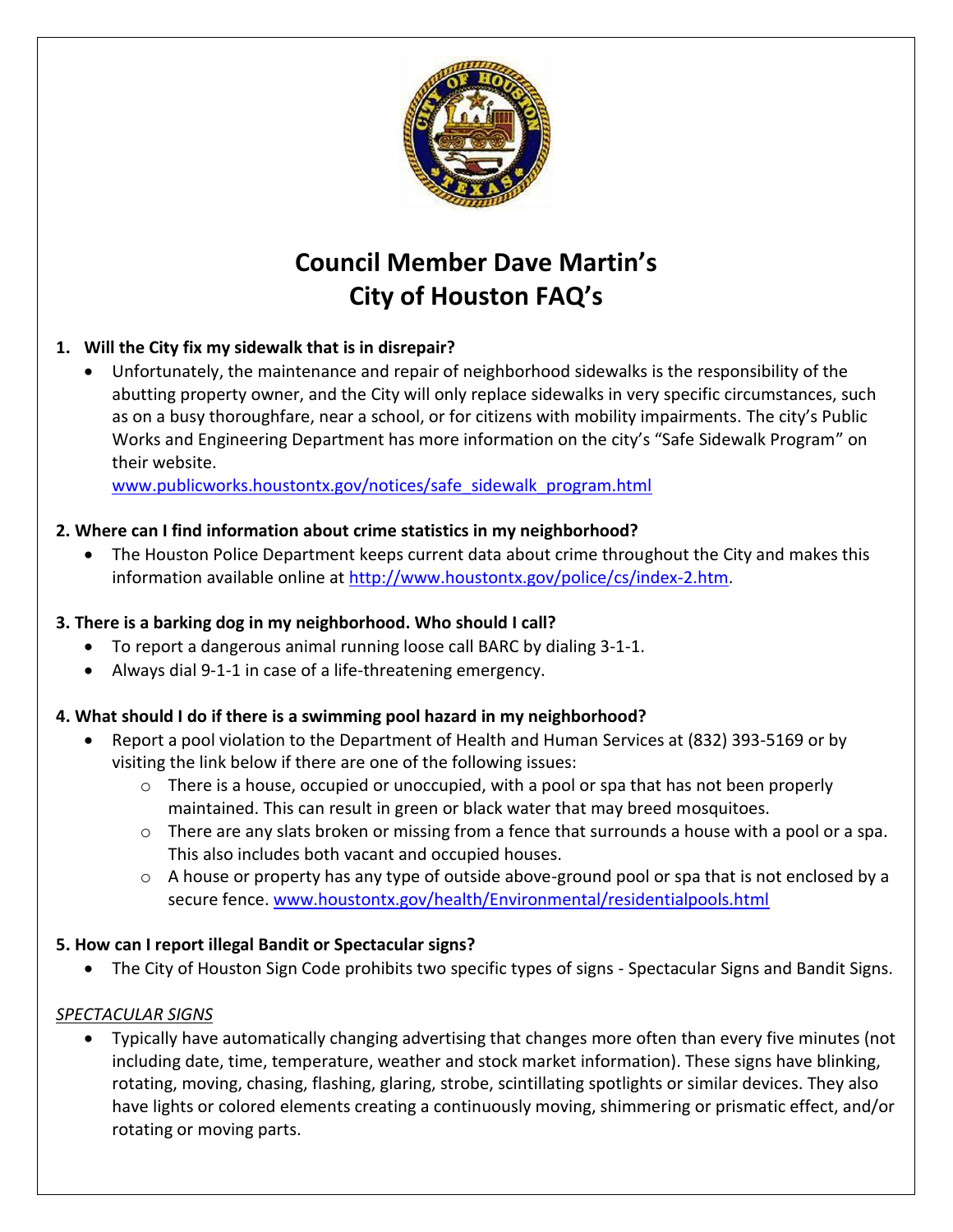# Council Member Dave Martin's
# City of Houston FAQ's

**1. Will the City fix my sidewalk that is in disrepair?**

- Unfortunately, the maintenance and repair of neighborhood sidewalks is the responsibility of the abutting property owner, and the City will only replace sidewalks in very specific circumstances, such as on a busy thoroughfare, near a school, or for citizens with mobility impairments. The city's Public Works and Engineering Department has more information on the city's "Safe Sidewalk Program" on their website.
  www.publicworks.houstontx.gov/notices/safe_sidewalk_program.html

**2. Where can I find information about crime statistics in my neighborhood?**

- The Houston Police Department keeps current data about crime throughout the City and makes this information available online at http://www.houstontx.gov/police/cs/index-2.htm.

**3. There is a barking dog in my neighborhood. Who should I call?**

- To report a dangerous animal running loose call BARC by dialing 3-1-1.
- Always dial 9-1-1 in case of a life-threatening emergency.

**4. What should I do if there is a swimming pool hazard in my neighborhood?**

- Report a pool violation to the Department of Health and Human Services at (832) 393-5169 or by visiting the link below if there are one of the following issues:
  - There is a house, occupied or unoccupied, with a pool or spa that has not been properly maintained. This can result in green or black water that may breed mosquitoes.
  - There are any slats broken or missing from a fence that surrounds a house with a pool or a spa. This also includes both vacant and occupied houses.
  - A house or property has any type of outside above-ground pool or spa that is not enclosed by a secure fence. www.houstontx.gov/health/Environmental/residentialpools.html

**5. How can I report illegal Bandit or Spectacular signs?**

- The City of Houston Sign Code prohibits two specific types of signs - Spectacular Signs and Bandit Signs.

*SPECTACULAR SIGNS*

- Typically have automatically changing advertising that changes more often than every five minutes (not including date, time, temperature, weather and stock market information). These signs have blinking, rotating, moving, chasing, flashing, glaring, strobe, scintillating spotlights or similar devices. They also have lights or colored elements creating a continuously moving, shimmering or prismatic effect, and/or rotating or moving parts.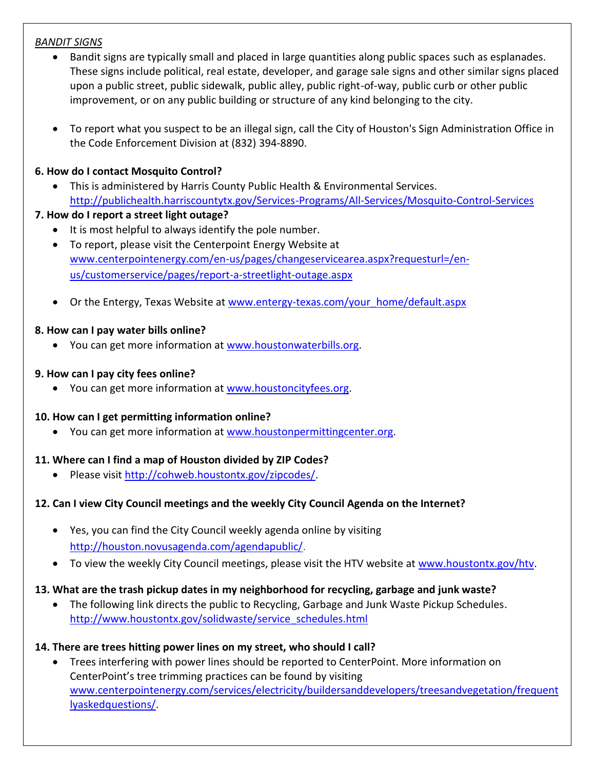*BANDIT SIGNS*

- Bandit signs are typically small and placed in large quantities along public spaces such as esplanades. These signs include political, real estate, developer, and garage sale signs and other similar signs placed upon a public street, public sidewalk, public alley, public right-of-way, public curb or other public improvement, or on any public building or structure of any kind belonging to the city.

- To report what you suspect to be an illegal sign, call the City of Houston's Sign Administration Office in the Code Enforcement Division at (832) 394-8890.

**6. How do I contact Mosquito Control?**

- This is administered by Harris County Public Health & Environmental Services. http://publichealth.harriscountytx.gov/Services-Programs/All-Services/Mosquito-Control-Services

**7. How do I report a street light outage?**

- It is most helpful to always identify the pole number.
- To report, please visit the Centerpoint Energy Website at www.centerpointenergy.com/en-us/pages/changeservicearea.aspx?requesturl=/en-us/customerservice/pages/report-a-streetlight-outage.aspx

- Or the Entergy, Texas Website at www.entergy-texas.com/your_home/default.aspx

**8. How can I pay water bills online?**

- You can get more information at www.houstonwaterbills.org.

**9. How can I pay city fees online?**

- You can get more information at www.houstoncityfees.org.

**10. How can I get permitting information online?**

- You can get more information at www.houstonpermittingcenter.org.

**11. Where can I find a map of Houston divided by ZIP Codes?**

- Please visit http://cohweb.houstontx.gov/zipcodes/.

**12. Can I view City Council meetings and the weekly City Council Agenda on the Internet?**

- Yes, you can find the City Council weekly agenda online by visiting http://houston.novusagenda.com/agendapublic/.
- To view the weekly City Council meetings, please visit the HTV website at www.houstontx.gov/htv.

**13. What are the trash pickup dates in my neighborhood for recycling, garbage and junk waste?**

- The following link directs the public to Recycling, Garbage and Junk Waste Pickup Schedules. http://www.houstontx.gov/solidwaste/service_schedules.html

**14. There are trees hitting power lines on my street, who should I call?**

- Trees interfering with power lines should be reported to CenterPoint. More information on CenterPoint's tree trimming practices can be found by visiting www.centerpointenergy.com/services/electricity/buildersanddevelopers/treesandvegetation/frequentlyaskedquestions/.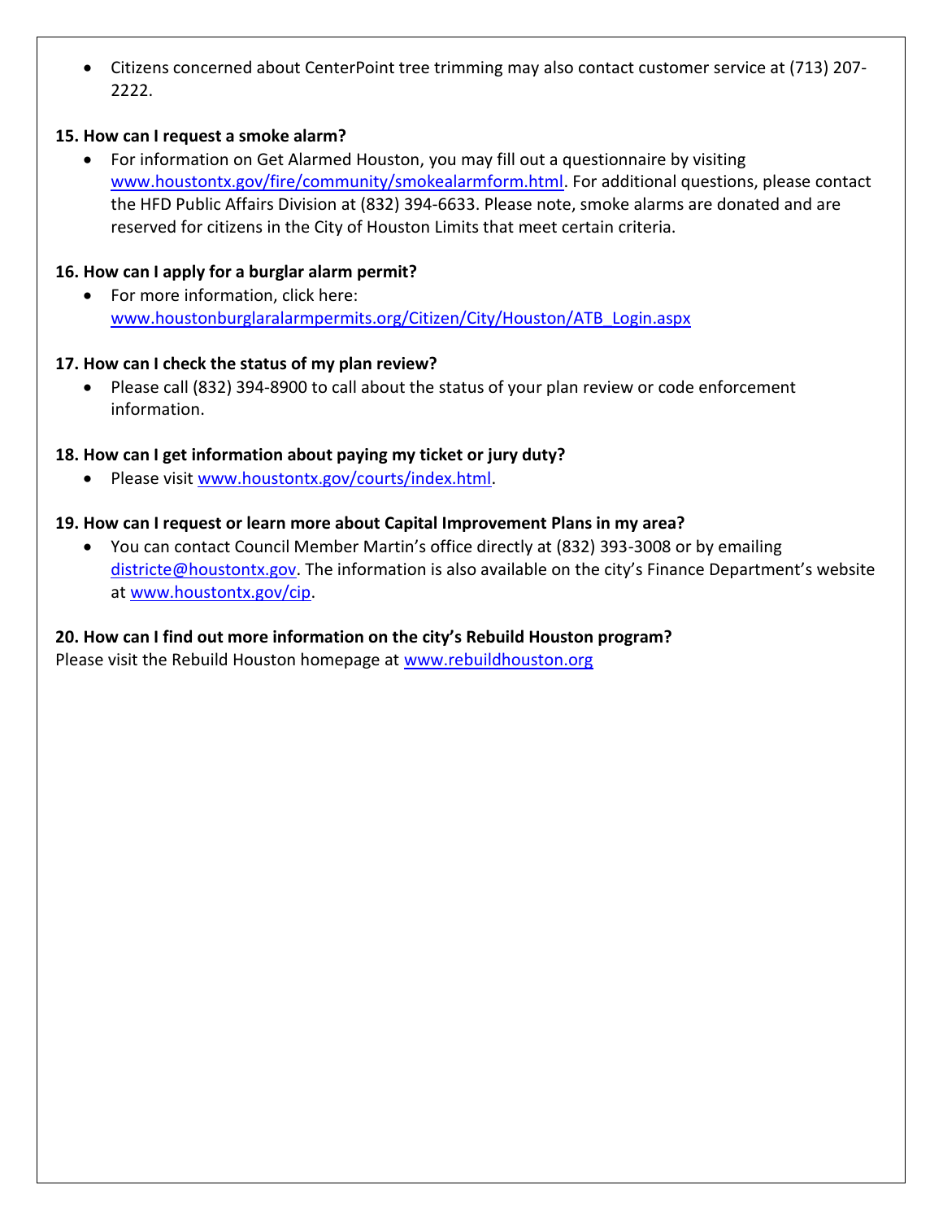- Citizens concerned about CenterPoint tree trimming may also contact customer service at (713) 207-2222.

**15. How can I request a smoke alarm?**

- For information on Get Alarmed Houston, you may fill out a questionnaire by visiting www.houstontx.gov/fire/community/smokealarmform.html. For additional questions, please contact the HFD Public Affairs Division at (832) 394-6633. Please note, smoke alarms are donated and are reserved for citizens in the City of Houston Limits that meet certain criteria.

**16. How can I apply for a burglar alarm permit?**

- For more information, click here: www.houstonburglaralarmpermits.org/Citizen/City/Houston/ATB_Login.aspx

**17. How can I check the status of my plan review?**

- Please call (832) 394-8900 to call about the status of your plan review or code enforcement information.

**18. How can I get information about paying my ticket or jury duty?**

- Please visit www.houstontx.gov/courts/index.html.

**19. How can I request or learn more about Capital Improvement Plans in my area?**

- You can contact Council Member Martin's office directly at (832) 393-3008 or by emailing districte@houstontx.gov. The information is also available on the city's Finance Department's website at www.houstontx.gov/cip.

**20. How can I find out more information on the city's Rebuild Houston program?**

Please visit the Rebuild Houston homepage at www.rebuildhouston.org